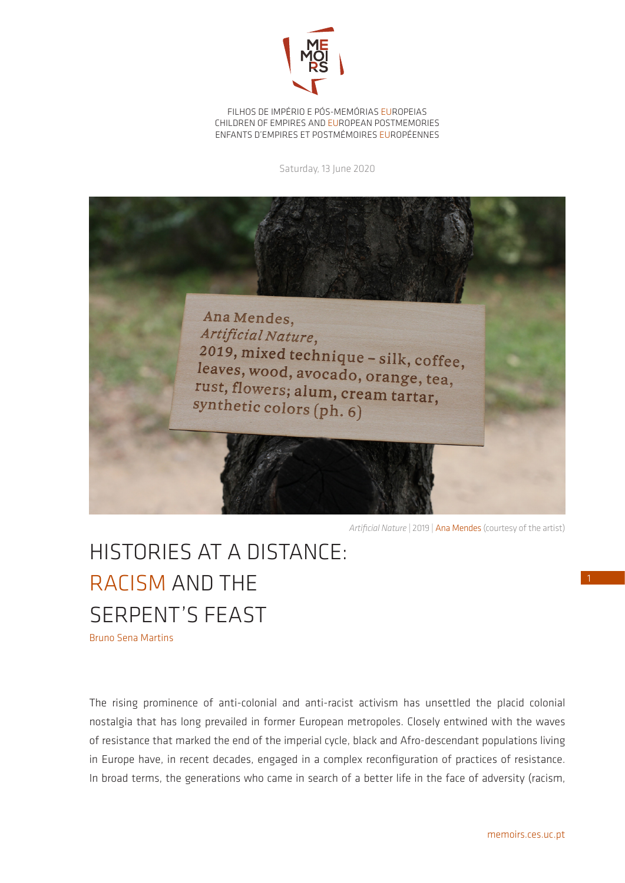MEMOIRS

FILHOS DE IMPÉRIO E PÓS-MEMÓRIAS EUROPEIAS
CHILDREN OF EMPIRES AND EUROPEAN POSTMEMORIES
ENFANTS D'EMPIRES ET POSTMÉMOIRES EUROPÉENNES

Saturday, 13 June 2020

*Artificial Nature* | 2019 | Ana Mendes (courtesy of the artist)

# HISTORIES AT A DISTANCE: RACISM AND THE SERPENT'S FEAST

Bruno Sena Martins

The rising prominence of anti-colonial and anti-racist activism has unsettled the placid colonial nostalgia that has long prevailed in former European metropoles. Closely entwined with the waves of resistance that marked the end of the imperial cycle, black and Afro-descendant populations living in Europe have, in recent decades, engaged in a complex reconfiguration of practices of resistance. In broad terms, the generations who came in search of a better life in the face of adversity (racism,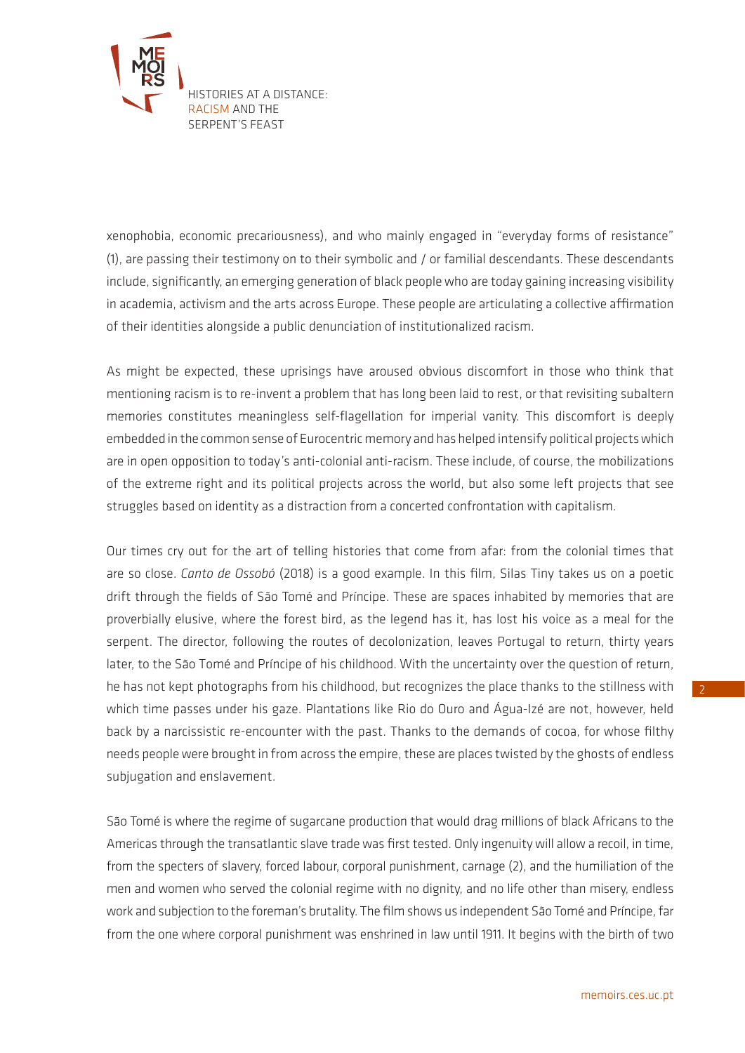xenophobia, economic precariousness), and who mainly engaged in "everyday forms of resistance" (1), are passing their testimony on to their symbolic and / or familial descendants. These descendants include, significantly, an emerging generation of black people who are today gaining increasing visibility in academia, activism and the arts across Europe. These people are articulating a collective affirmation of their identities alongside a public denunciation of institutionalized racism.

As might be expected, these uprisings have aroused obvious discomfort in those who think that mentioning racism is to re-invent a problem that has long been laid to rest, or that revisiting subaltern memories constitutes meaningless self-flagellation for imperial vanity. This discomfort is deeply embedded in the common sense of Eurocentric memory and has helped intensify political projects which are in open opposition to today's anti-colonial anti-racism. These include, of course, the mobilizations of the extreme right and its political projects across the world, but also some left projects that see struggles based on identity as a distraction from a concerted confrontation with capitalism.

Our times cry out for the art of telling histories that come from afar: from the colonial times that are so close. *Canto de Ossobó* (2018) is a good example. In this film, Silas Tiny takes us on a poetic drift through the fields of São Tomé and Príncipe. These are spaces inhabited by memories that are proverbially elusive, where the forest bird, as the legend has it, has lost his voice as a meal for the serpent. The director, following the routes of decolonization, leaves Portugal to return, thirty years later, to the São Tomé and Príncipe of his childhood. With the uncertainty over the question of return, he has not kept photographs from his childhood, but recognizes the place thanks to the stillness with which time passes under his gaze. Plantations like Rio do Ouro and Água-Izé are not, however, held back by a narcissistic re-encounter with the past. Thanks to the demands of cocoa, for whose filthy needs people were brought in from across the empire, these are places twisted by the ghosts of endless subjugation and enslavement.

São Tomé is where the regime of sugarcane production that would drag millions of black Africans to the Americas through the transatlantic slave trade was first tested. Only ingenuity will allow a recoil, in time, from the specters of slavery, forced labour, corporal punishment, carnage (2), and the humiliation of the men and women who served the colonial regime with no dignity, and no life other than misery, endless work and subjection to the foreman's brutality. The film shows us independent São Tomé and Príncipe, far from the one where corporal punishment was enshrined in law until 1911. It begins with the birth of two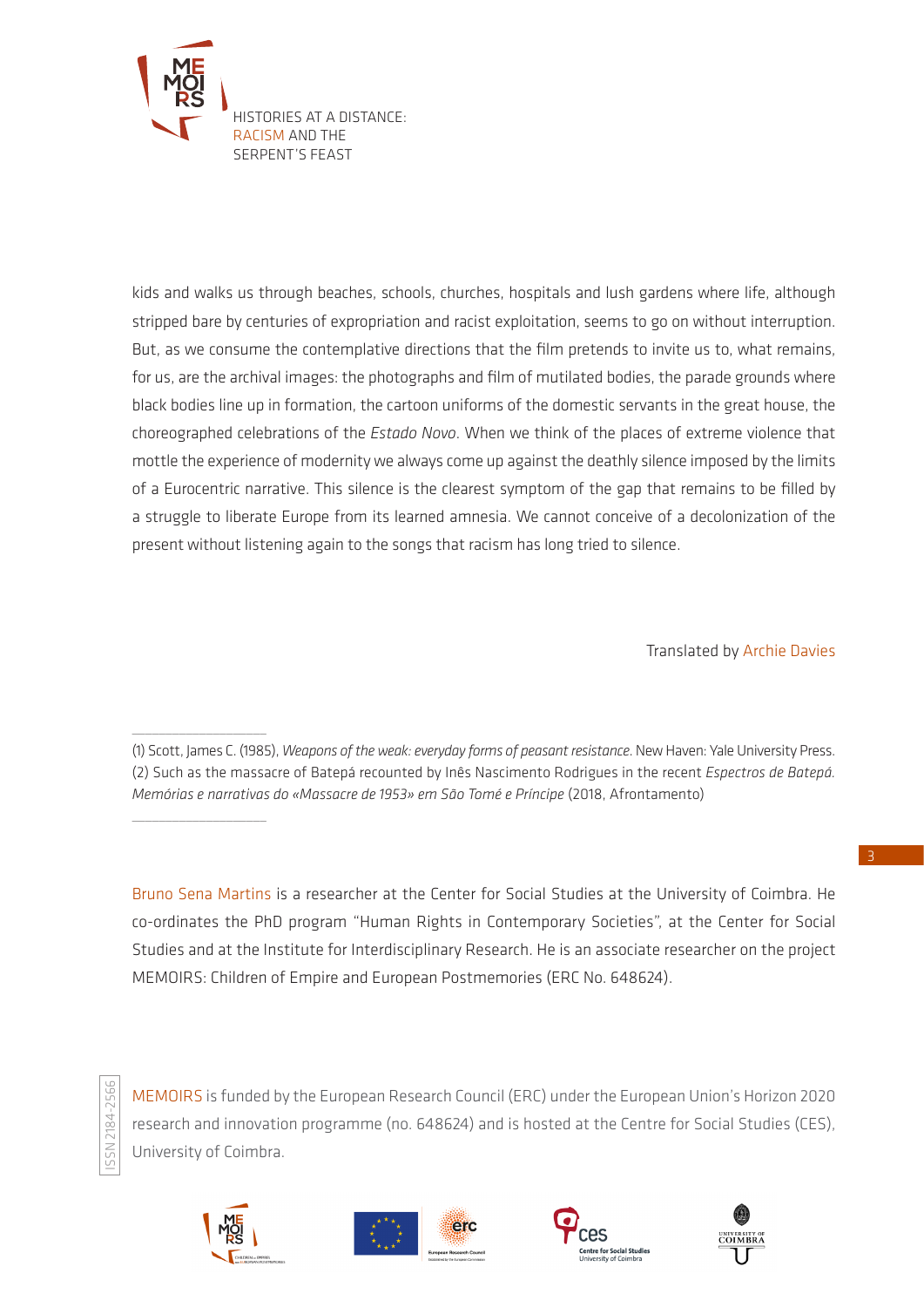kids and walks us through beaches, schools, churches, hospitals and lush gardens where life, although stripped bare by centuries of expropriation and racist exploitation, seems to go on without interruption. But, as we consume the contemplative directions that the film pretends to invite us to, what remains, for us, are the archival images: the photographs and film of mutilated bodies, the parade grounds where black bodies line up in formation, the cartoon uniforms of the domestic servants in the great house, the choreographed celebrations of the *Estado Novo*. When we think of the places of extreme violence that mottle the experience of modernity we always come up against the deathly silence imposed by the limits of a Eurocentric narrative. This silence is the clearest symptom of the gap that remains to be filled by a struggle to liberate Europe from its learned amnesia. We cannot conceive of a decolonization of the present without listening again to the songs that racism has long tried to silence.

Translated by Archie Davies

---

(1) Scott, James C. (1985), *Weapons of the weak: everyday forms of peasant resistance*. New Haven: Yale University Press.
(2) Such as the massacre of Batepá recounted by Inês Nascimento Rodrigues in the recent *Espectros de Batepá. Memórias e narrativas do «Massacre de 1953» em São Tomé e Príncipe* (2018, Afrontamento)

---

Bruno Sena Martins is a researcher at the Center for Social Studies at the University of Coimbra. He co-ordinates the PhD program "Human Rights in Contemporary Societies", at the Center for Social Studies and at the Institute for Interdisciplinary Research. He is an associate researcher on the project MEMOIRS: Children of Empire and European Postmemories (ERC No. 648624).

ISSN 2184-2566

MEMOIRS is funded by the European Research Council (ERC) under the European Union's Horizon 2020 research and innovation programme (no. 648624) and is hosted at the Centre for Social Studies (CES), University of Coimbra.